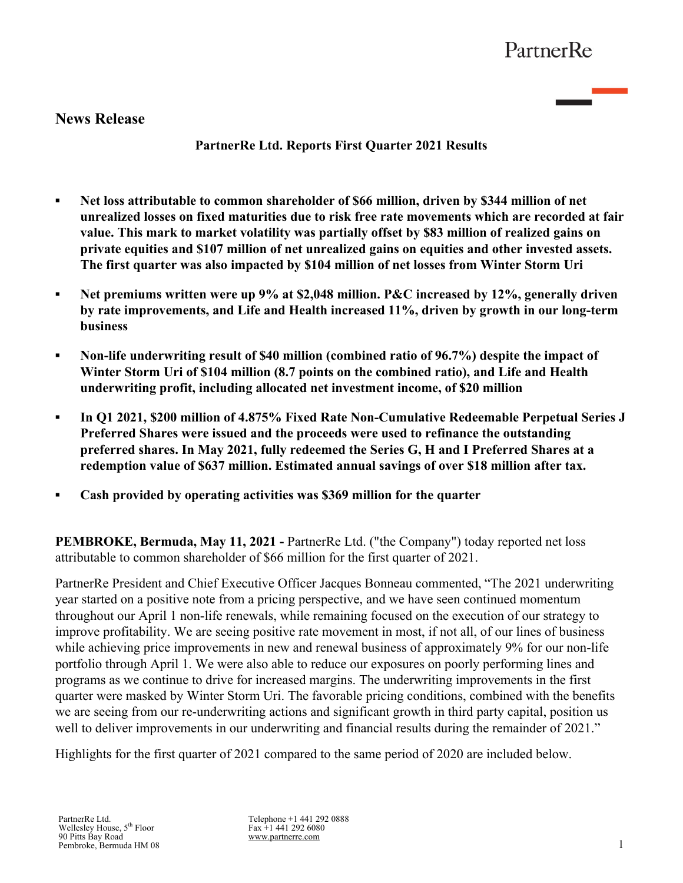PartnerRe

# News Release

**PartnerRe Ltd. Reports First Quarter 2021 Results**

- **Net loss attributable to common shareholder of $66 million, driven by $344 million of net unrealized losses on fixed maturities due to risk free rate movements which are recorded at fair value. This mark to market volatility was partially offset by $83 million of realized gains on private equities and $107 million of net unrealized gains on equities and other invested assets. The first quarter was also impacted by $104 million of net losses from Winter Storm Uri**
- **Net premiums written were up 9% at $2,048 million. P&C increased by 12%, generally driven by rate improvements, and Life and Health increased 11%, driven by growth in our long-term business**
- **Non-life underwriting result of $40 million (combined ratio of 96.7%) despite the impact of Winter Storm Uri of $104 million (8.7 points on the combined ratio), and Life and Health underwriting profit, including allocated net investment income, of $20 million**
- **In Q1 2021, $200 million of 4.875% Fixed Rate Non-Cumulative Redeemable Perpetual Series J Preferred Shares were issued and the proceeds were used to refinance the outstanding preferred shares. In May 2021, fully redeemed the Series G, H and I Preferred Shares at a redemption value of $637 million. Estimated annual savings of over $18 million after tax.**
- **Cash provided by operating activities was $369 million for the quarter**

**PEMBROKE, Bermuda, May 11, 2021 -** PartnerRe Ltd. ("the Company") today reported net loss attributable to common shareholder of $66 million for the first quarter of 2021.

PartnerRe President and Chief Executive Officer Jacques Bonneau commented, "The 2021 underwriting year started on a positive note from a pricing perspective, and we have seen continued momentum throughout our April 1 non-life renewals, while remaining focused on the execution of our strategy to improve profitability. We are seeing positive rate movement in most, if not all, of our lines of business while achieving price improvements in new and renewal business of approximately 9% for our non-life portfolio through April 1. We were also able to reduce our exposures on poorly performing lines and programs as we continue to drive for increased margins. The underwriting improvements in the first quarter were masked by Winter Storm Uri. The favorable pricing conditions, combined with the benefits we are seeing from our re-underwriting actions and significant growth in third party capital, position us well to deliver improvements in our underwriting and financial results during the remainder of 2021."

Highlights for the first quarter of 2021 compared to the same period of 2020 are included below.

PartnerRe Ltd.
Wellesley House, 5th Floor
90 Pitts Bay Road
Pembroke, Bermuda HM 08

Telephone +1 441 292 0888
Fax +1 441 292 6080
www.partnerre.com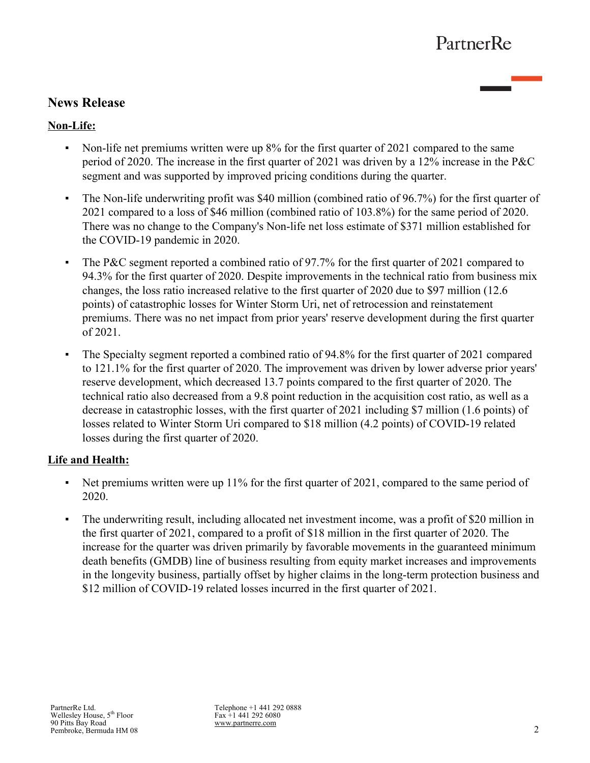## News Release

**Non-Life:**

- Non-life net premiums written were up 8% for the first quarter of 2021 compared to the same period of 2020. The increase in the first quarter of 2021 was driven by a 12% increase in the P&C segment and was supported by improved pricing conditions during the quarter.
- The Non-life underwriting profit was $40 million (combined ratio of 96.7%) for the first quarter of 2021 compared to a loss of $46 million (combined ratio of 103.8%) for the same period of 2020. There was no change to the Company's Non-life net loss estimate of $371 million established for the COVID-19 pandemic in 2020.
- The P&C segment reported a combined ratio of 97.7% for the first quarter of 2021 compared to 94.3% for the first quarter of 2020. Despite improvements in the technical ratio from business mix changes, the loss ratio increased relative to the first quarter of 2020 due to $97 million (12.6 points) of catastrophic losses for Winter Storm Uri, net of retrocession and reinstatement premiums. There was no net impact from prior years' reserve development during the first quarter of 2021.
- The Specialty segment reported a combined ratio of 94.8% for the first quarter of 2021 compared to 121.1% for the first quarter of 2020. The improvement was driven by lower adverse prior years' reserve development, which decreased 13.7 points compared to the first quarter of 2020. The technical ratio also decreased from a 9.8 point reduction in the acquisition cost ratio, as well as a decrease in catastrophic losses, with the first quarter of 2021 including $7 million (1.6 points) of losses related to Winter Storm Uri compared to $18 million (4.2 points) of COVID-19 related losses during the first quarter of 2020.

**Life and Health:**

- Net premiums written were up 11% for the first quarter of 2021, compared to the same period of 2020.
- The underwriting result, including allocated net investment income, was a profit of $20 million in the first quarter of 2021, compared to a profit of $18 million in the first quarter of 2020. The increase for the quarter was driven primarily by favorable movements in the guaranteed minimum death benefits (GMDB) line of business resulting from equity market increases and improvements in the longevity business, partially offset by higher claims in the long-term protection business and $12 million of COVID-19 related losses incurred in the first quarter of 2021.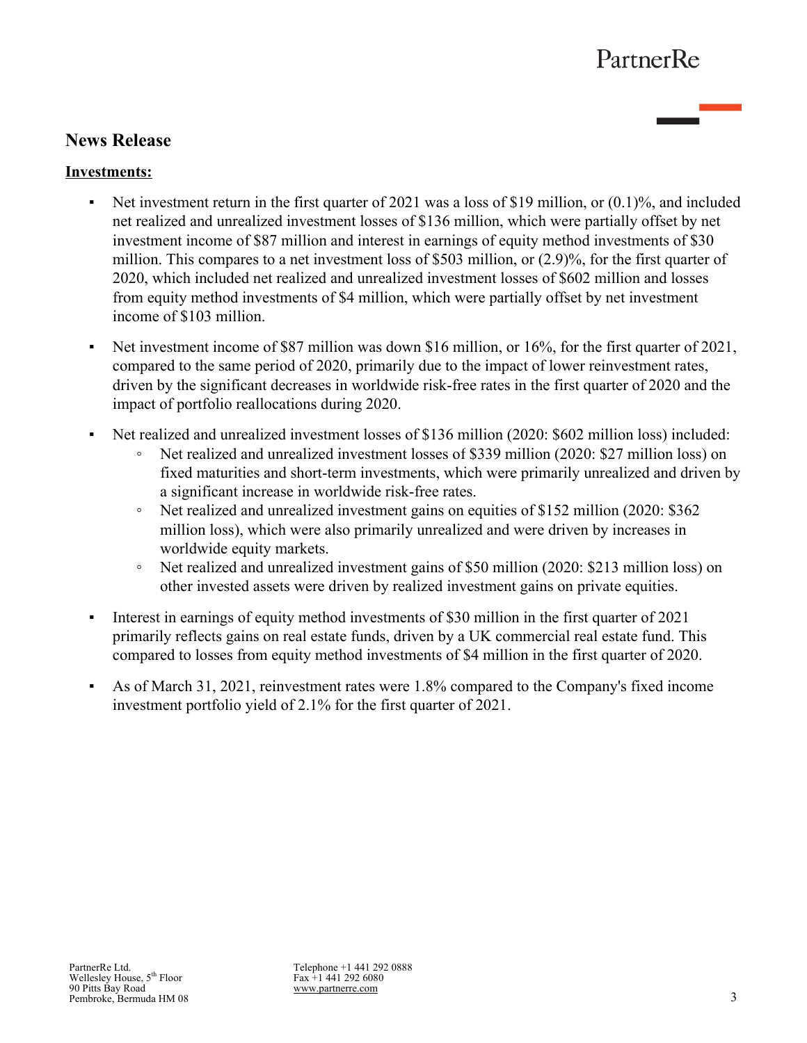## News Release

**Investments:**

- Net investment return in the first quarter of 2021 was a loss of $19 million, or (0.1)%, and included net realized and unrealized investment losses of $136 million, which were partially offset by net investment income of $87 million and interest in earnings of equity method investments of $30 million. This compares to a net investment loss of $503 million, or (2.9)%, for the first quarter of 2020, which included net realized and unrealized investment losses of $602 million and losses from equity method investments of $4 million, which were partially offset by net investment income of $103 million.

- Net investment income of $87 million was down $16 million, or 16%, for the first quarter of 2021, compared to the same period of 2020, primarily due to the impact of lower reinvestment rates, driven by the significant decreases in worldwide risk-free rates in the first quarter of 2020 and the impact of portfolio reallocations during 2020.

- Net realized and unrealized investment losses of $136 million (2020: $602 million loss) included:
  - Net realized and unrealized investment losses of $339 million (2020: $27 million loss) on fixed maturities and short-term investments, which were primarily unrealized and driven by a significant increase in worldwide risk-free rates.
  - Net realized and unrealized investment gains on equities of $152 million (2020: $362 million loss), which were also primarily unrealized and were driven by increases in worldwide equity markets.
  - Net realized and unrealized investment gains of $50 million (2020: $213 million loss) on other invested assets were driven by realized investment gains on private equities.

- Interest in earnings of equity method investments of $30 million in the first quarter of 2021 primarily reflects gains on real estate funds, driven by a UK commercial real estate fund. This compared to losses from equity method investments of $4 million in the first quarter of 2020.

- As of March 31, 2021, reinvestment rates were 1.8% compared to the Company's fixed income investment portfolio yield of 2.1% for the first quarter of 2021.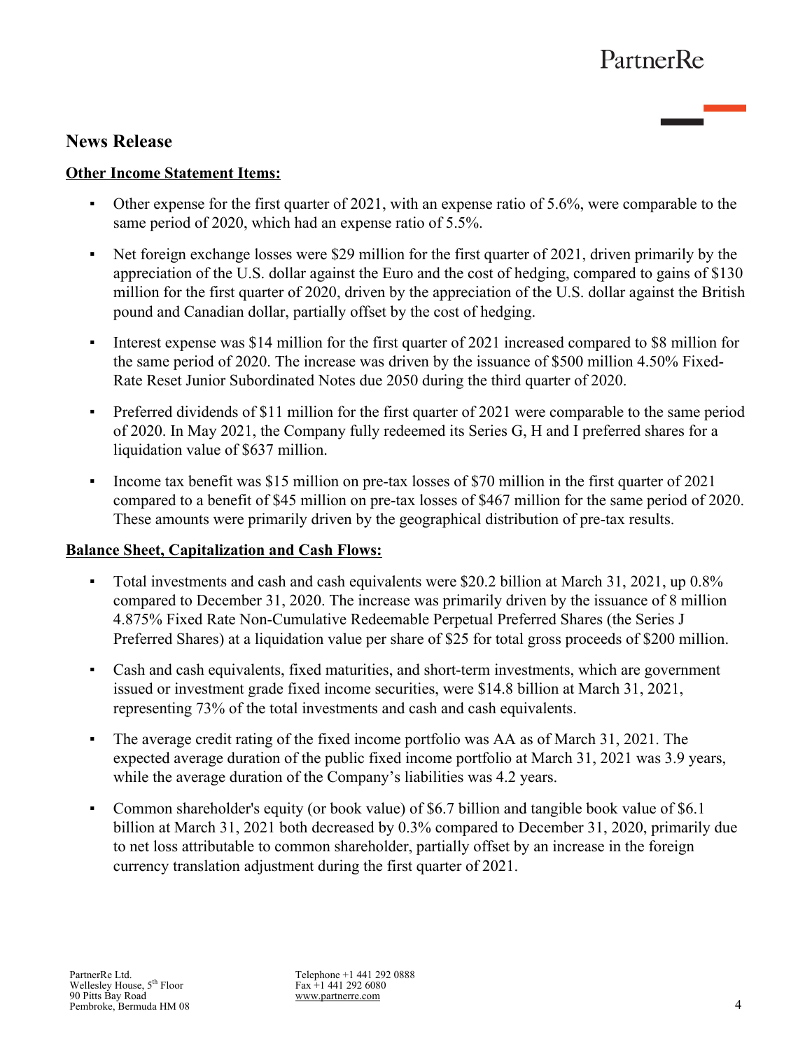## News Release

**Other Income Statement Items:**

- Other expense for the first quarter of 2021, with an expense ratio of 5.6%, were comparable to the same period of 2020, which had an expense ratio of 5.5%.
- Net foreign exchange losses were $29 million for the first quarter of 2021, driven primarily by the appreciation of the U.S. dollar against the Euro and the cost of hedging, compared to gains of $130 million for the first quarter of 2020, driven by the appreciation of the U.S. dollar against the British pound and Canadian dollar, partially offset by the cost of hedging.
- Interest expense was $14 million for the first quarter of 2021 increased compared to $8 million for the same period of 2020. The increase was driven by the issuance of $500 million 4.50% Fixed-Rate Reset Junior Subordinated Notes due 2050 during the third quarter of 2020.
- Preferred dividends of $11 million for the first quarter of 2021 were comparable to the same period of 2020. In May 2021, the Company fully redeemed its Series G, H and I preferred shares for a liquidation value of $637 million.
- Income tax benefit was $15 million on pre-tax losses of $70 million in the first quarter of 2021 compared to a benefit of $45 million on pre-tax losses of $467 million for the same period of 2020. These amounts were primarily driven by the geographical distribution of pre-tax results.

**Balance Sheet, Capitalization and Cash Flows:**

- Total investments and cash and cash equivalents were $20.2 billion at March 31, 2021, up 0.8% compared to December 31, 2020. The increase was primarily driven by the issuance of 8 million 4.875% Fixed Rate Non-Cumulative Redeemable Perpetual Preferred Shares (the Series J Preferred Shares) at a liquidation value per share of $25 for total gross proceeds of $200 million.
- Cash and cash equivalents, fixed maturities, and short-term investments, which are government issued or investment grade fixed income securities, were $14.8 billion at March 31, 2021, representing 73% of the total investments and cash and cash equivalents.
- The average credit rating of the fixed income portfolio was AA as of March 31, 2021. The expected average duration of the public fixed income portfolio at March 31, 2021 was 3.9 years, while the average duration of the Company's liabilities was 4.2 years.
- Common shareholder's equity (or book value) of $6.7 billion and tangible book value of $6.1 billion at March 31, 2021 both decreased by 0.3% compared to December 31, 2020, primarily due to net loss attributable to common shareholder, partially offset by an increase in the foreign currency translation adjustment during the first quarter of 2021.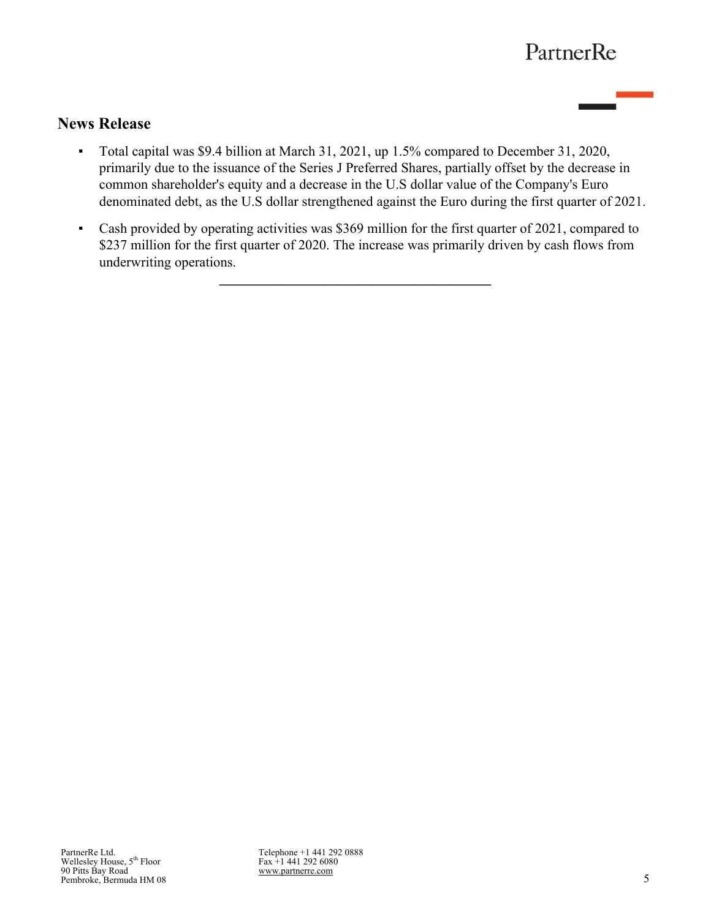## News Release

- Total capital was $9.4 billion at March 31, 2021, up 1.5% compared to December 31, 2020, primarily due to the issuance of the Series J Preferred Shares, partially offset by the decrease in common shareholder's equity and a decrease in the U.S dollar value of the Company's Euro denominated debt, as the U.S dollar strengthened against the Euro during the first quarter of 2021.
- Cash provided by operating activities was $369 million for the first quarter of 2021, compared to $237 million for the first quarter of 2020. The increase was primarily driven by cash flows from underwriting operations.

---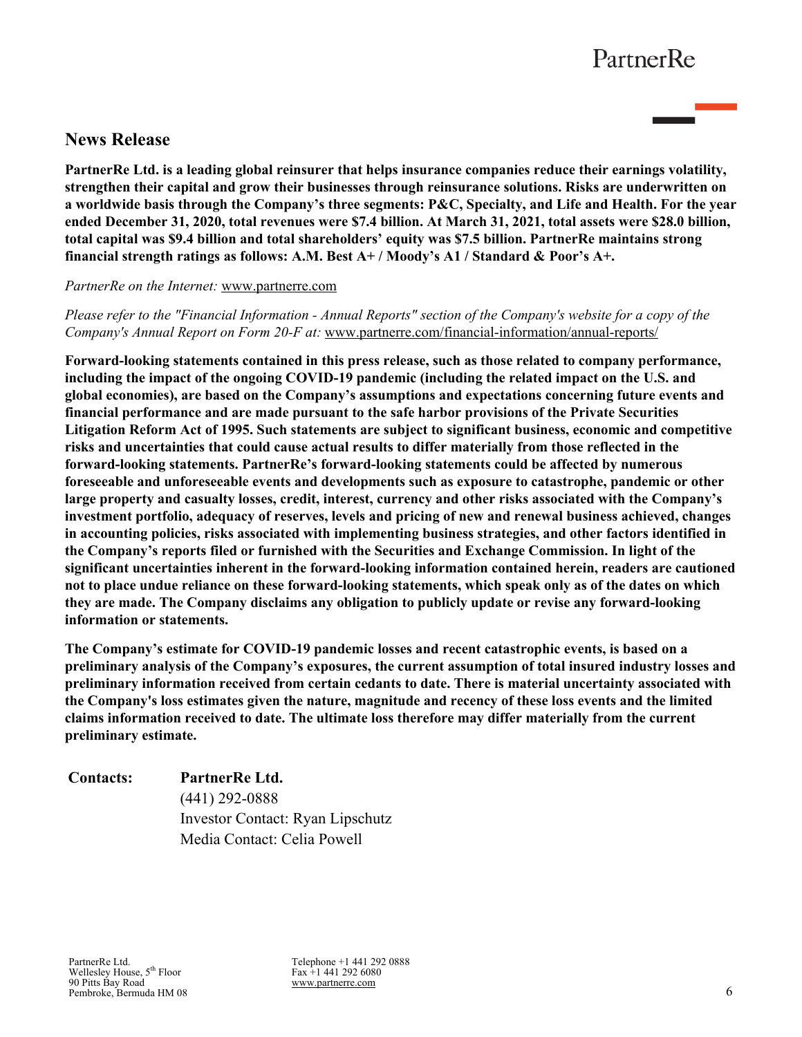## News Release

**PartnerRe Ltd. is a leading global reinsurer that helps insurance companies reduce their earnings volatility, strengthen their capital and grow their businesses through reinsurance solutions. Risks are underwritten on a worldwide basis through the Company's three segments: P&C, Specialty, and Life and Health. For the year ended December 31, 2020, total revenues were $7.4 billion. At March 31, 2021, total assets were $28.0 billion, total capital was $9.4 billion and total shareholders' equity was $7.5 billion. PartnerRe maintains strong financial strength ratings as follows: A.M. Best A+ / Moody's A1 / Standard & Poor's A+.**

*PartnerRe on the Internet:* www.partnerre.com

*Please refer to the "Financial Information - Annual Reports" section of the Company's website for a copy of the Company's Annual Report on Form 20-F at:* www.partnerre.com/financial-information/annual-reports/

**Forward-looking statements contained in this press release, such as those related to company performance, including the impact of the ongoing COVID-19 pandemic (including the related impact on the U.S. and global economies), are based on the Company's assumptions and expectations concerning future events and financial performance and are made pursuant to the safe harbor provisions of the Private Securities Litigation Reform Act of 1995. Such statements are subject to significant business, economic and competitive risks and uncertainties that could cause actual results to differ materially from those reflected in the forward-looking statements. PartnerRe's forward-looking statements could be affected by numerous foreseeable and unforeseeable events and developments such as exposure to catastrophe, pandemic or other large property and casualty losses, credit, interest, currency and other risks associated with the Company's investment portfolio, adequacy of reserves, levels and pricing of new and renewal business achieved, changes in accounting policies, risks associated with implementing business strategies, and other factors identified in the Company's reports filed or furnished with the Securities and Exchange Commission. In light of the significant uncertainties inherent in the forward-looking information contained herein, readers are cautioned not to place undue reliance on these forward-looking statements, which speak only as of the dates on which they are made. The Company disclaims any obligation to publicly update or revise any forward-looking information or statements.**

**The Company's estimate for COVID-19 pandemic losses and recent catastrophic events, is based on a preliminary analysis of the Company's exposures, the current assumption of total insured industry losses and preliminary information received from certain cedants to date. There is material uncertainty associated with the Company's loss estimates given the nature, magnitude and recency of these loss events and the limited claims information received to date. The ultimate loss therefore may differ materially from the current preliminary estimate.**

**Contacts:** **PartnerRe Ltd.**
(441) 292-0888
Investor Contact: Ryan Lipschutz
Media Contact: Celia Powell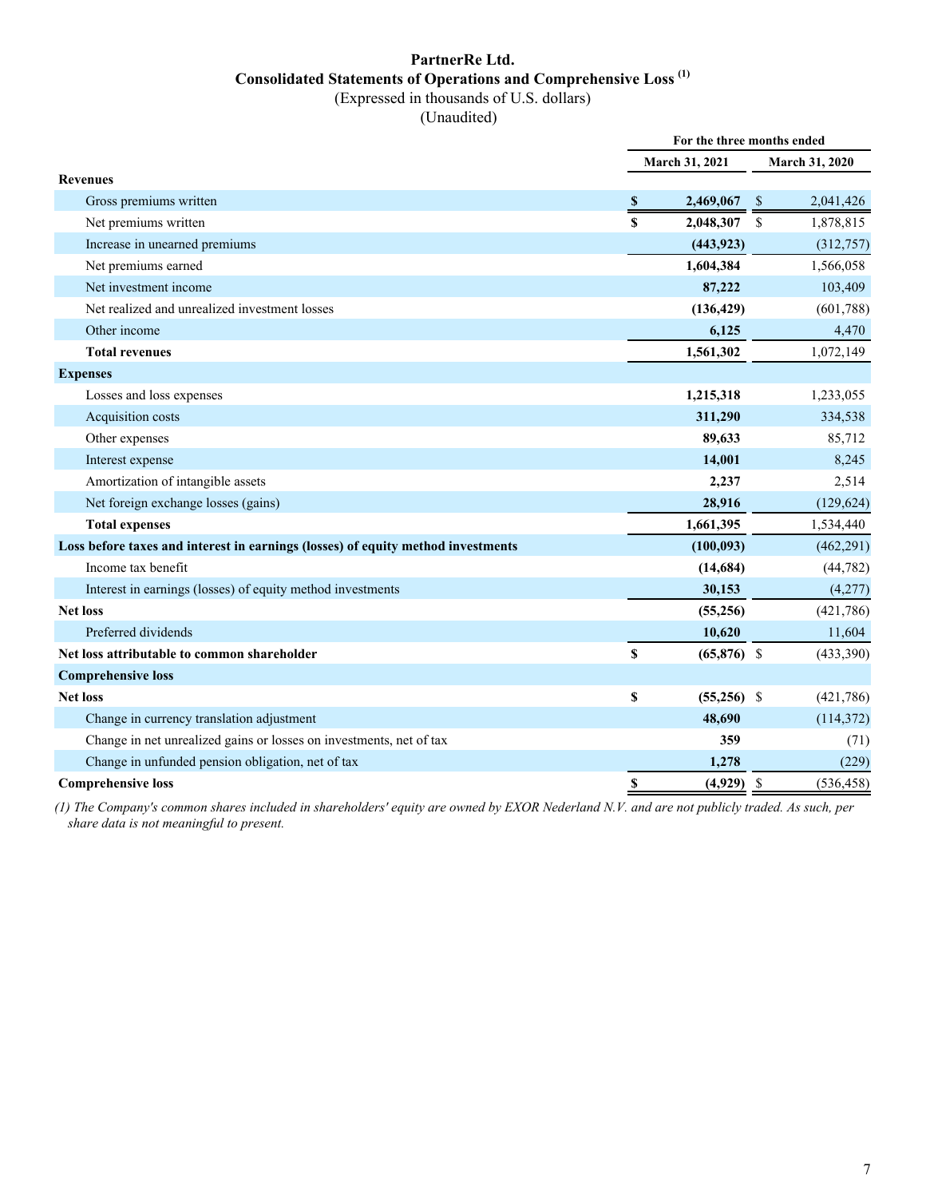# PartnerRe Ltd.

## Consolidated Statements of Operations and Comprehensive Loss [(1)]

(Expressed in thousands of U.S. dollars)

(Unaudited)

| | For the three months ended | |
|---|---|---|
| | **March 31, 2021** | **March 31, 2020** |
| **Revenues** | | |
| Gross premiums written | **$ 2,469,067** | $ 2,041,426 |
| Net premiums written | **$ 2,048,307** | $ 1,878,815 |
| Increase in unearned premiums | **(443,923)** | (312,757) |
| Net premiums earned | **1,604,384** | 1,566,058 |
| Net investment income | **87,222** | 103,409 |
| Net realized and unrealized investment losses | **(136,429)** | (601,788) |
| Other income | **6,125** | 4,470 |
| **Total revenues** | **1,561,302** | 1,072,149 |
| **Expenses** | | |
| Losses and loss expenses | **1,215,318** | 1,233,055 |
| Acquisition costs | **311,290** | 334,538 |
| Other expenses | **89,633** | 85,712 |
| Interest expense | **14,001** | 8,245 |
| Amortization of intangible assets | **2,237** | 2,514 |
| Net foreign exchange losses (gains) | **28,916** | (129,624) |
| **Total expenses** | **1,661,395** | 1,534,440 |
| **Loss before taxes and interest in earnings (losses) of equity method investments** | **(100,093)** | (462,291) |
| Income tax benefit | **(14,684)** | (44,782) |
| Interest in earnings (losses) of equity method investments | **30,153** | (4,277) |
| **Net loss** | **(55,256)** | (421,786) |
| Preferred dividends | **10,620** | 11,604 |
| **Net loss attributable to common shareholder** | **$ (65,876)** | $ (433,390) |
| **Comprehensive loss** | | |
| **Net loss** | **$ (55,256)** | $ (421,786) |
| Change in currency translation adjustment | **48,690** | (114,372) |
| Change in net unrealized gains or losses on investments, net of tax | **359** | (71) |
| Change in unfunded pension obligation, net of tax | **1,278** | (229) |
| **Comprehensive loss** | **$ (4,929)** | $ (536,458) |

*(1) The Company's common shares included in shareholders' equity are owned by EXOR Nederland N.V. and are not publicly traded. As such, per share data is not meaningful to present.*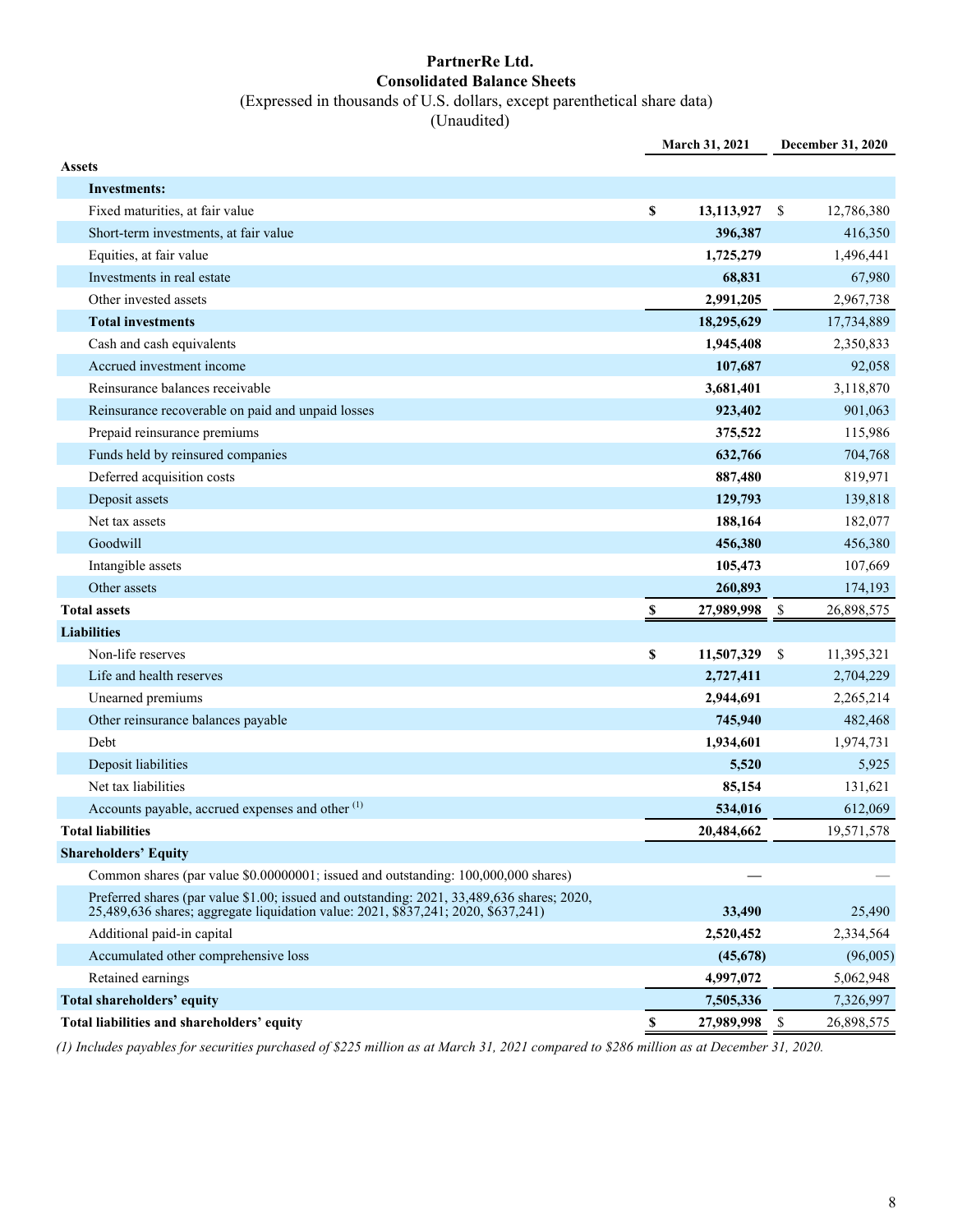# PartnerRe Ltd.
## Consolidated Balance Sheets
(Expressed in thousands of U.S. dollars, except parenthetical share data)
(Unaudited)

| | March 31, 2021 | December 31, 2020 |
|---|---|---|
| **Assets** | | |
| **Investments:** | | |
| Fixed maturities, at fair value | **$ 13,113,927** | $ 12,786,380 |
| Short-term investments, at fair value | **396,387** | 416,350 |
| Equities, at fair value | **1,725,279** | 1,496,441 |
| Investments in real estate | **68,831** | 67,980 |
| Other invested assets | **2,991,205** | 2,967,738 |
| **Total investments** | **18,295,629** | 17,734,889 |
| Cash and cash equivalents | **1,945,408** | 2,350,833 |
| Accrued investment income | **107,687** | 92,058 |
| Reinsurance balances receivable | **3,681,401** | 3,118,870 |
| Reinsurance recoverable on paid and unpaid losses | **923,402** | 901,063 |
| Prepaid reinsurance premiums | **375,522** | 115,986 |
| Funds held by reinsured companies | **632,766** | 704,768 |
| Deferred acquisition costs | **887,480** | 819,971 |
| Deposit assets | **129,793** | 139,818 |
| Net tax assets | **188,164** | 182,077 |
| Goodwill | **456,380** | 456,380 |
| Intangible assets | **105,473** | 107,669 |
| Other assets | **260,893** | 174,193 |
| **Total assets** | **$ 27,989,998** | $ 26,898,575 |
| **Liabilities** | | |
| Non-life reserves | **$ 11,507,329** | $ 11,395,321 |
| Life and health reserves | **2,727,411** | 2,704,229 |
| Unearned premiums | **2,944,691** | 2,265,214 |
| Other reinsurance balances payable | **745,940** | 482,468 |
| Debt | **1,934,601** | 1,974,731 |
| Deposit liabilities | **5,520** | 5,925 |
| Net tax liabilities | **85,154** | 131,621 |
| Accounts payable, accrued expenses and other [(1)] | **534,016** | 612,069 |
| **Total liabilities** | **20,484,662** | 19,571,578 |
| **Shareholders' Equity** | | |
| Common shares (par value $0.00000001; issued and outstanding: 100,000,000 shares) | **—** | — |
| Preferred shares (par value $1.00; issued and outstanding: 2021, 33,489,636 shares; 2020, 25,489,636 shares; aggregate liquidation value: 2021, $837,241; 2020, $637,241) | **33,490** | 25,490 |
| Additional paid-in capital | **2,520,452** | 2,334,564 |
| Accumulated other comprehensive loss | **(45,678)** | (96,005) |
| Retained earnings | **4,997,072** | 5,062,948 |
| **Total shareholders' equity** | **7,505,336** | 7,326,997 |
| **Total liabilities and shareholders' equity** | **$ 27,989,998** | $ 26,898,575 |

*(1) Includes payables for securities purchased of $225 million as at March 31, 2021 compared to $286 million as at December 31, 2020.*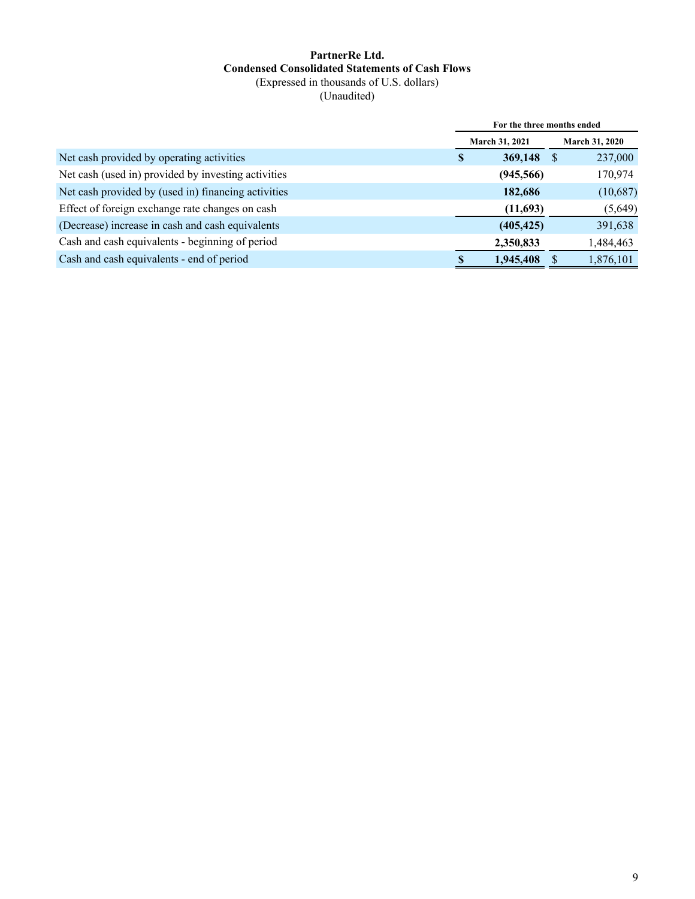**PartnerRe Ltd.**
**Condensed Consolidated Statements of Cash Flows**
(Expressed in thousands of U.S. dollars)
(Unaudited)

| | For the three months ended | |
|---|---|---|
| | **March 31, 2021** | **March 31, 2020** |
| Net cash provided by operating activities | **$ 369,148** | $ 237,000 |
| Net cash (used in) provided by investing activities | **(945,566)** | 170,974 |
| Net cash provided by (used in) financing activities | **182,686** | (10,687) |
| Effect of foreign exchange rate changes on cash | **(11,693)** | (5,649) |
| (Decrease) increase in cash and cash equivalents | **(405,425)** | 391,638 |
| Cash and cash equivalents - beginning of period | **2,350,833** | 1,484,463 |
| Cash and cash equivalents - end of period | **$ 1,945,408** | $ 1,876,101 |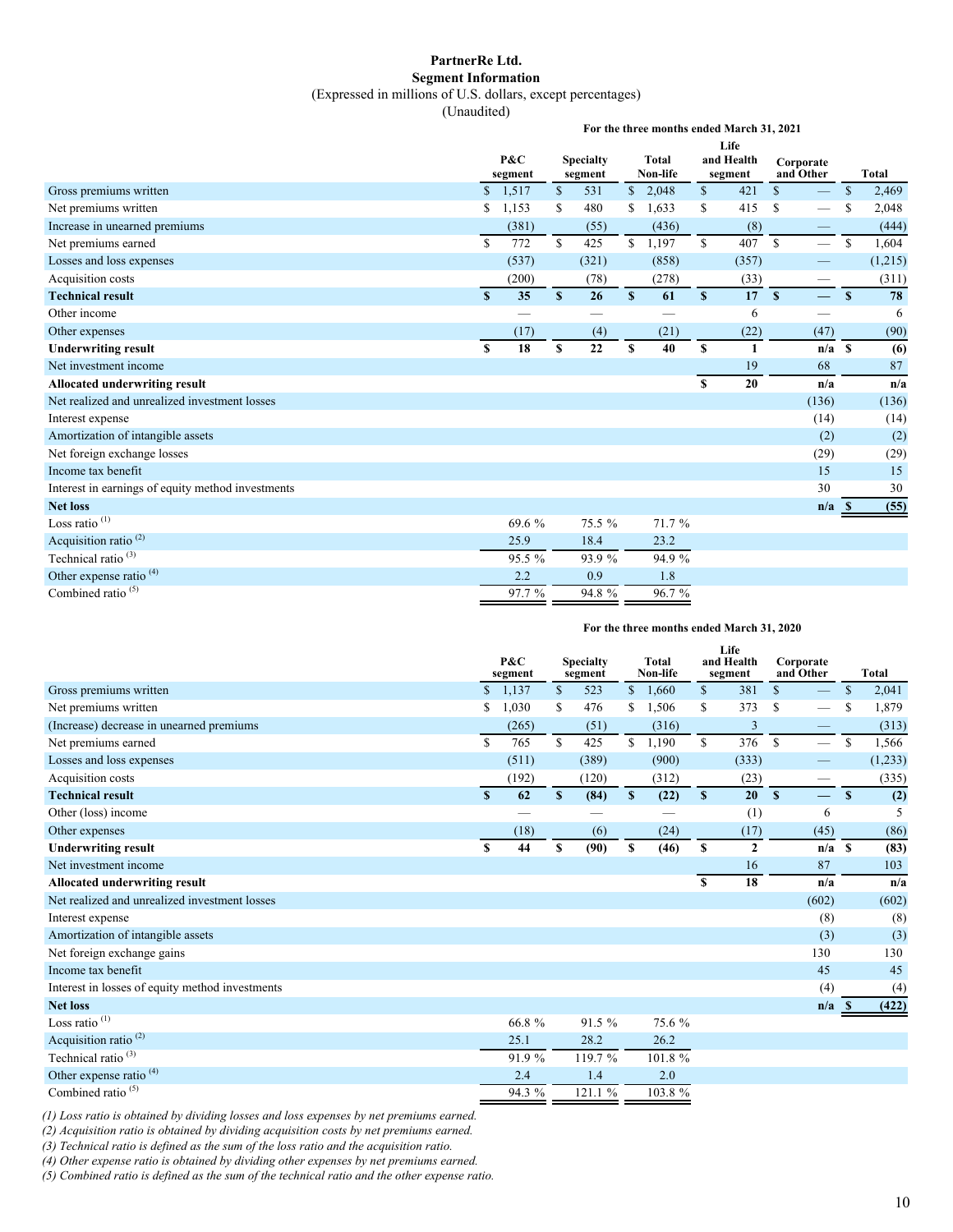**PartnerRe Ltd.**
**Segment Information**
(Expressed in millions of U.S. dollars, except percentages)
(Unaudited)

| | For the three months ended March 31, 2021 | | | | | |
|---|---|---|---|---|---|---|
| | P&C segment | Specialty segment | Total Non-life | Life and Health segment | Corporate and Other | Total |
| Gross premiums written | $ 1,517 | $ 531 | $ 2,048 | $ 421 | $ — | $ 2,469 |
| Net premiums written | $ 1,153 | $ 480 | $ 1,633 | $ 415 | $ — | $ 2,048 |
| Increase in unearned premiums | (381) | (55) | (436) | (8) | — | (444) |
| Net premiums earned | $ 772 | $ 425 | $ 1,197 | $ 407 | $ — | $ 1,604 |
| Losses and loss expenses | (537) | (321) | (858) | (357) | — | (1,215) |
| Acquisition costs | (200) | (78) | (278) | (33) | — | (311) |
| **Technical result** | **$ 35** | **$ 26** | **$ 61** | **$ 17** | **$ —** | **$ 78** |
| Other income | — | — | — | 6 | — | 6 |
| Other expenses | (17) | (4) | (21) | (22) | (47) | (90) |
| **Underwriting result** | **$ 18** | **$ 22** | **$ 40** | **$ 1** | **n/a** | **$ (6)** |
| Net investment income | | | | 19 | 68 | 87 |
| **Allocated underwriting result** | | | | **$ 20** | **n/a** | **n/a** |
| Net realized and unrealized investment losses | | | | | (136) | (136) |
| Interest expense | | | | | (14) | (14) |
| Amortization of intangible assets | | | | | (2) | (2) |
| Net foreign exchange losses | | | | | (29) | (29) |
| Income tax benefit | | | | | 15 | 15 |
| Interest in earnings of equity method investments | | | | | 30 | 30 |
| **Net loss** | | | | | **n/a** | **$ (55)** |
| Loss ratio [1] | 69.6 % | 75.5 % | 71.7 % | | | |
| Acquisition ratio [2] | 25.9 | 18.4 | 23.2 | | | |
| Technical ratio [3] | 95.5 % | 93.9 % | 94.9 % | | | |
| Other expense ratio [4] | 2.2 | 0.9 | 1.8 | | | |
| Combined ratio [5] | 97.7 % | 94.8 % | 96.7 % | | | |

| | For the three months ended March 31, 2020 | | | | | |
|---|---|---|---|---|---|---|
| | P&C segment | Specialty segment | Total Non-life | Life and Health segment | Corporate and Other | Total |
| Gross premiums written | $ 1,137 | $ 523 | $ 1,660 | $ 381 | $ — | $ 2,041 |
| Net premiums written | $ 1,030 | $ 476 | $ 1,506 | $ 373 | $ — | $ 1,879 |
| (Increase) decrease in unearned premiums | (265) | (51) | (316) | 3 | — | (313) |
| Net premiums earned | $ 765 | $ 425 | $ 1,190 | $ 376 | $ — | $ 1,566 |
| Losses and loss expenses | (511) | (389) | (900) | (333) | — | (1,233) |
| Acquisition costs | (192) | (120) | (312) | (23) | — | (335) |
| **Technical result** | **$ 62** | **$ (84)** | **$ (22)** | **$ 20** | **$ —** | **$ (2)** |
| Other (loss) income | — | — | — | (1) | 6 | 5 |
| Other expenses | (18) | (6) | (24) | (17) | (45) | (86) |
| **Underwriting result** | **$ 44** | **$ (90)** | **$ (46)** | **$ 2** | **n/a** | **$ (83)** |
| Net investment income | | | | 16 | 87 | 103 |
| **Allocated underwriting result** | | | | **$ 18** | **n/a** | **n/a** |
| Net realized and unrealized investment losses | | | | | (602) | (602) |
| Interest expense | | | | | (8) | (8) |
| Amortization of intangible assets | | | | | (3) | (3) |
| Net foreign exchange gains | | | | | 130 | 130 |
| Income tax benefit | | | | | 45 | 45 |
| Interest in losses of equity method investments | | | | | (4) | (4) |
| **Net loss** | | | | | **n/a** | **$ (422)** |
| Loss ratio [1] | 66.8 % | 91.5 % | 75.6 % | | | |
| Acquisition ratio [2] | 25.1 | 28.2 | 26.2 | | | |
| Technical ratio [3] | 91.9 % | 119.7 % | 101.8 % | | | |
| Other expense ratio [4] | 2.4 | 1.4 | 2.0 | | | |
| Combined ratio [5] | 94.3 % | 121.1 % | 103.8 % | | | |

*(1) Loss ratio is obtained by dividing losses and loss expenses by net premiums earned.*
*(2) Acquisition ratio is obtained by dividing acquisition costs by net premiums earned.*
*(3) Technical ratio is defined as the sum of the loss ratio and the acquisition ratio.*
*(4) Other expense ratio is obtained by dividing other expenses by net premiums earned.*
*(5) Combined ratio is defined as the sum of the technical ratio and the other expense ratio.*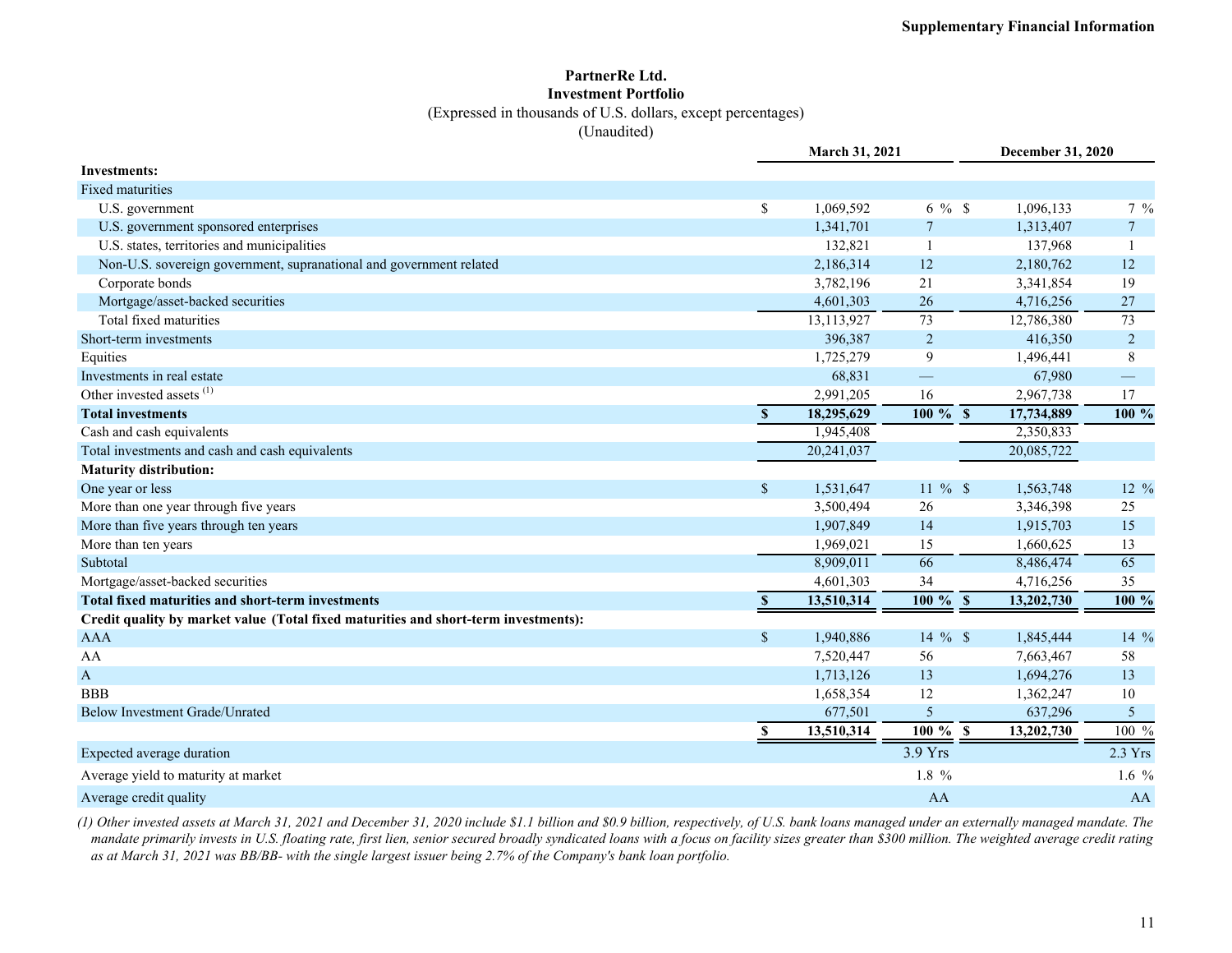**Supplementary Financial Information**

# PartnerRe Ltd.
## Investment Portfolio

(Expressed in thousands of U.S. dollars, except percentages)
(Unaudited)

| | March 31, 2021 | | December 31, 2020 | |
|---|---|---|---|---|
| **Investments:** | | | | |
| Fixed maturities | | | | |
| U.S. government | $ 1,069,592 | 6 % | $ 1,096,133 | 7 % |
| U.S. government sponsored enterprises | 1,341,701 | 7 | 1,313,407 | 7 |
| U.S. states, territories and municipalities | 132,821 | 1 | 137,968 | 1 |
| Non-U.S. sovereign government, supranational and government related | 2,186,314 | 12 | 2,180,762 | 12 |
| Corporate bonds | 3,782,196 | 21 | 3,341,854 | 19 |
| Mortgage/asset-backed securities | 4,601,303 | 26 | 4,716,256 | 27 |
| Total fixed maturities | 13,113,927 | 73 | 12,786,380 | 73 |
| Short-term investments | 396,387 | 2 | 416,350 | 2 |
| Equities | 1,725,279 | 9 | 1,496,441 | 8 |
| Investments in real estate | 68,831 | — | 67,980 | — |
| Other invested assets [(1)] | 2,991,205 | 16 | 2,967,738 | 17 |
| **Total investments** | **$ 18,295,629** | **100 %** | **$ 17,734,889** | **100 %** |
| Cash and cash equivalents | 1,945,408 | | 2,350,833 | |
| Total investments and cash and cash equivalents | 20,241,037 | | 20,085,722 | |
| **Maturity distribution:** | | | | |
| One year or less | $ 1,531,647 | 11 % | $ 1,563,748 | 12 % |
| More than one year through five years | 3,500,494 | 26 | 3,346,398 | 25 |
| More than five years through ten years | 1,907,849 | 14 | 1,915,703 | 15 |
| More than ten years | 1,969,021 | 15 | 1,660,625 | 13 |
| Subtotal | 8,909,011 | 66 | 8,486,474 | 65 |
| Mortgage/asset-backed securities | 4,601,303 | 34 | 4,716,256 | 35 |
| **Total fixed maturities and short-term investments** | **$ 13,510,314** | **100 %** | **$ 13,202,730** | **100 %** |
| **Credit quality by market value (Total fixed maturities and short-term investments):** | | | | |
| AAA | $ 1,940,886 | 14 % | $ 1,845,444 | 14 % |
| AA | 7,520,447 | 56 | 7,663,467 | 58 |
| A | 1,713,126 | 13 | 1,694,276 | 13 |
| BBB | 1,658,354 | 12 | 1,362,247 | 10 |
| Below Investment Grade/Unrated | 677,501 | 5 | 637,296 | 5 |
| | **$ 13,510,314** | **100 %** | **$ 13,202,730** | 100 % |
| Expected average duration | | 3.9 Yrs | | 2.3 Yrs |
| Average yield to maturity at market | | 1.8 % | | 1.6 % |
| Average credit quality | | AA | | AA |

*(1) Other invested assets at March 31, 2021 and December 31, 2020 include $1.1 billion and $0.9 billion, respectively, of U.S. bank loans managed under an externally managed mandate. The mandate primarily invests in U.S. floating rate, first lien, senior secured broadly syndicated loans with a focus on facility sizes greater than $300 million. The weighted average credit rating as at March 31, 2021 was BB/BB- with the single largest issuer being 2.7% of the Company's bank loan portfolio.*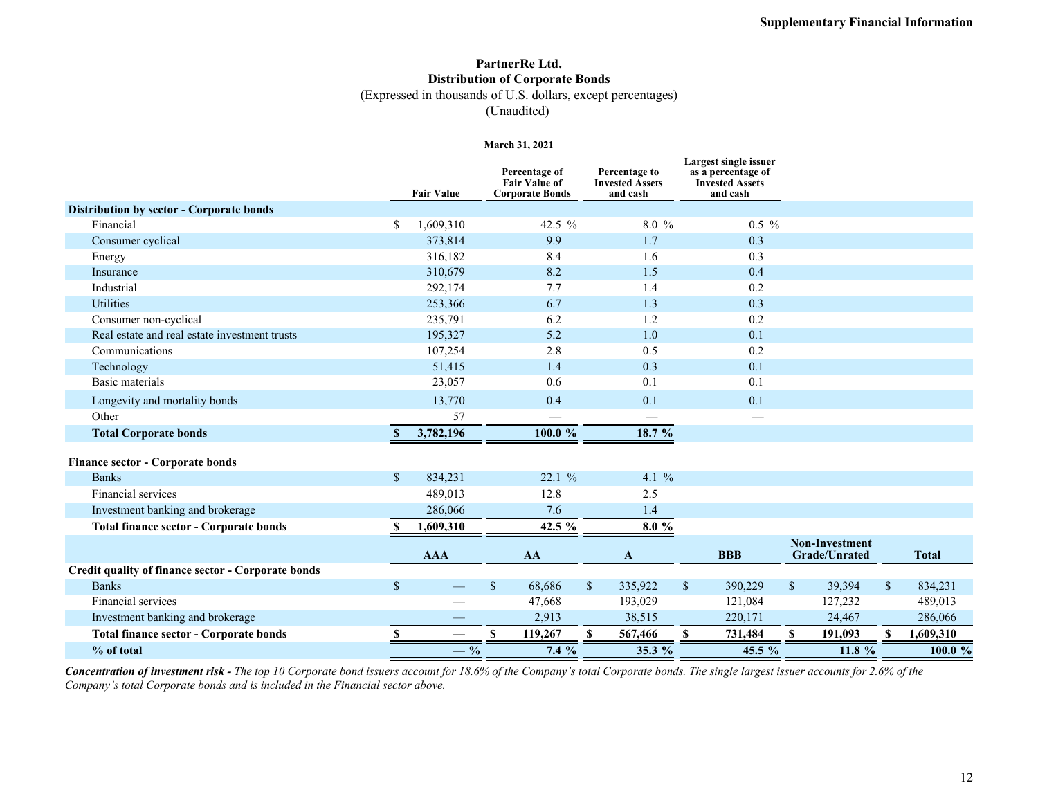# PartnerRe Ltd.
## Distribution of Corporate Bonds
(Expressed in thousands of U.S. dollars, except percentages)
(Unaudited)

| | March 31, 2021 | | | |
|---|---|---|---|---|
| | Fair Value | Percentage of Fair Value of Corporate Bonds | Percentage to Invested Assets and cash | Largest single issuer as a percentage of Invested Assets and cash |
| **Distribution by sector - Corporate bonds** | | | | |
| Financial | $ 1,609,310 | 42.5 % | 8.0 % | 0.5 % |
| Consumer cyclical | 373,814 | 9.9 | 1.7 | 0.3 |
| Energy | 316,182 | 8.4 | 1.6 | 0.3 |
| Insurance | 310,679 | 8.2 | 1.5 | 0.4 |
| Industrial | 292,174 | 7.7 | 1.4 | 0.2 |
| Utilities | 253,366 | 6.7 | 1.3 | 0.3 |
| Consumer non-cyclical | 235,791 | 6.2 | 1.2 | 0.2 |
| Real estate and real estate investment trusts | 195,327 | 5.2 | 1.0 | 0.1 |
| Communications | 107,254 | 2.8 | 0.5 | 0.2 |
| Technology | 51,415 | 1.4 | 0.3 | 0.1 |
| Basic materials | 23,057 | 0.6 | 0.1 | 0.1 |
| Longevity and mortality bonds | 13,770 | 0.4 | 0.1 | 0.1 |
| Other | 57 | — | — | — |
| **Total Corporate bonds** | **$ 3,782,196** | **100.0 %** | **18.7 %** | |
| | | | | |
| **Finance sector - Corporate bonds** | | | | |
| Banks | $ 834,231 | 22.1 % | 4.1 % | |
| Financial services | 489,013 | 12.8 | 2.5 | |
| Investment banking and brokerage | 286,066 | 7.6 | 1.4 | |
| **Total finance sector - Corporate bonds** | **$ 1,609,310** | **42.5 %** | **8.0 %** | |

| | AAA | AA | A | BBB | Non-Investment Grade/Unrated | Total |
|---|---|---|---|---|---|---|
| **Credit quality of finance sector - Corporate bonds** | | | | | | |
| Banks | $ — | $ 68,686 | $ 335,922 | $ 390,229 | $ 39,394 | $ 834,231 |
| Financial services | — | 47,668 | 193,029 | 121,084 | 127,232 | 489,013 |
| Investment banking and brokerage | — | 2,913 | 38,515 | 220,171 | 24,467 | 286,066 |
| **Total finance sector - Corporate bonds** | **$ —** | **$ 119,267** | **$ 567,466** | **$ 731,484** | **$ 191,093** | **$ 1,609,310** |
| **% of total** | **— %** | **7.4 %** | **35.3 %** | **45.5 %** | **11.8 %** | **100.0 %** |

***Concentration of investment risk -*** *The top 10 Corporate bond issuers account for 18.6% of the Company's total Corporate bonds. The single largest issuer accounts for 2.6% of the Company's total Corporate bonds and is included in the Financial sector above.*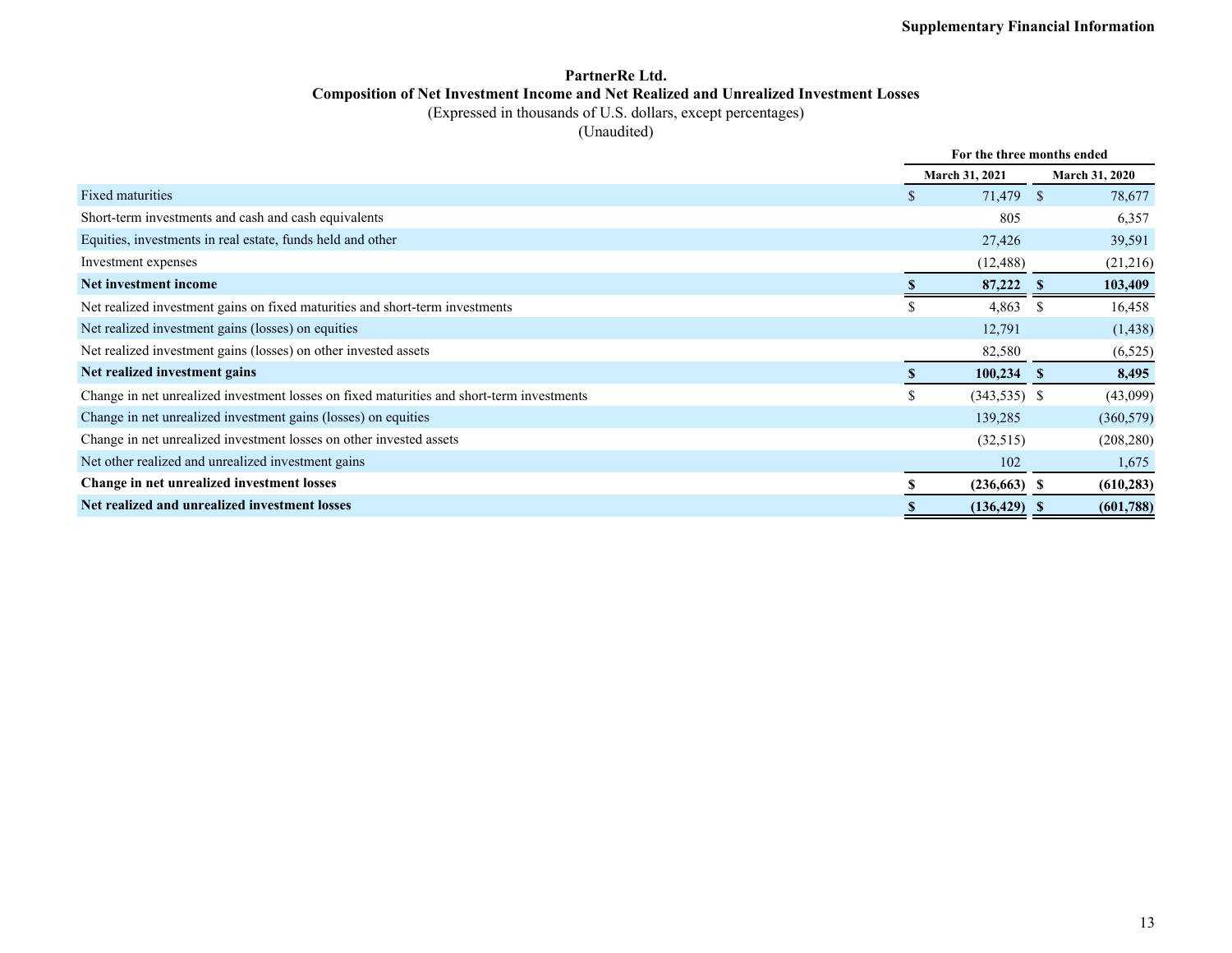**Supplementary Financial Information**

# PartnerRe Ltd.

## Composition of Net Investment Income and Net Realized and Unrealized Investment Losses

(Expressed in thousands of U.S. dollars, except percentages)

(Unaudited)

| | For the three months ended | |
|---|---|---|
| | March 31, 2021 | March 31, 2020 |
| Fixed maturities | $ 71,479 | $ 78,677 |
| Short-term investments and cash and cash equivalents | 805 | 6,357 |
| Equities, investments in real estate, funds held and other | 27,426 | 39,591 |
| Investment expenses | (12,488) | (21,216) |
| **Net investment income** | **$ 87,222** | **$ 103,409** |
| Net realized investment gains on fixed maturities and short-term investments | $ 4,863 | $ 16,458 |
| Net realized investment gains (losses) on equities | 12,791 | (1,438) |
| Net realized investment gains (losses) on other invested assets | 82,580 | (6,525) |
| **Net realized investment gains** | **$ 100,234** | **$ 8,495** |
| Change in net unrealized investment losses on fixed maturities and short-term investments | $ (343,535) | $ (43,099) |
| Change in net unrealized investment gains (losses) on equities | 139,285 | (360,579) |
| Change in net unrealized investment losses on other invested assets | (32,515) | (208,280) |
| Net other realized and unrealized investment gains | 102 | 1,675 |
| **Change in net unrealized investment losses** | **$ (236,663)** | **$ (610,283)** |
| **Net realized and unrealized investment losses** | **$ (136,429)** | **$ (601,788)** |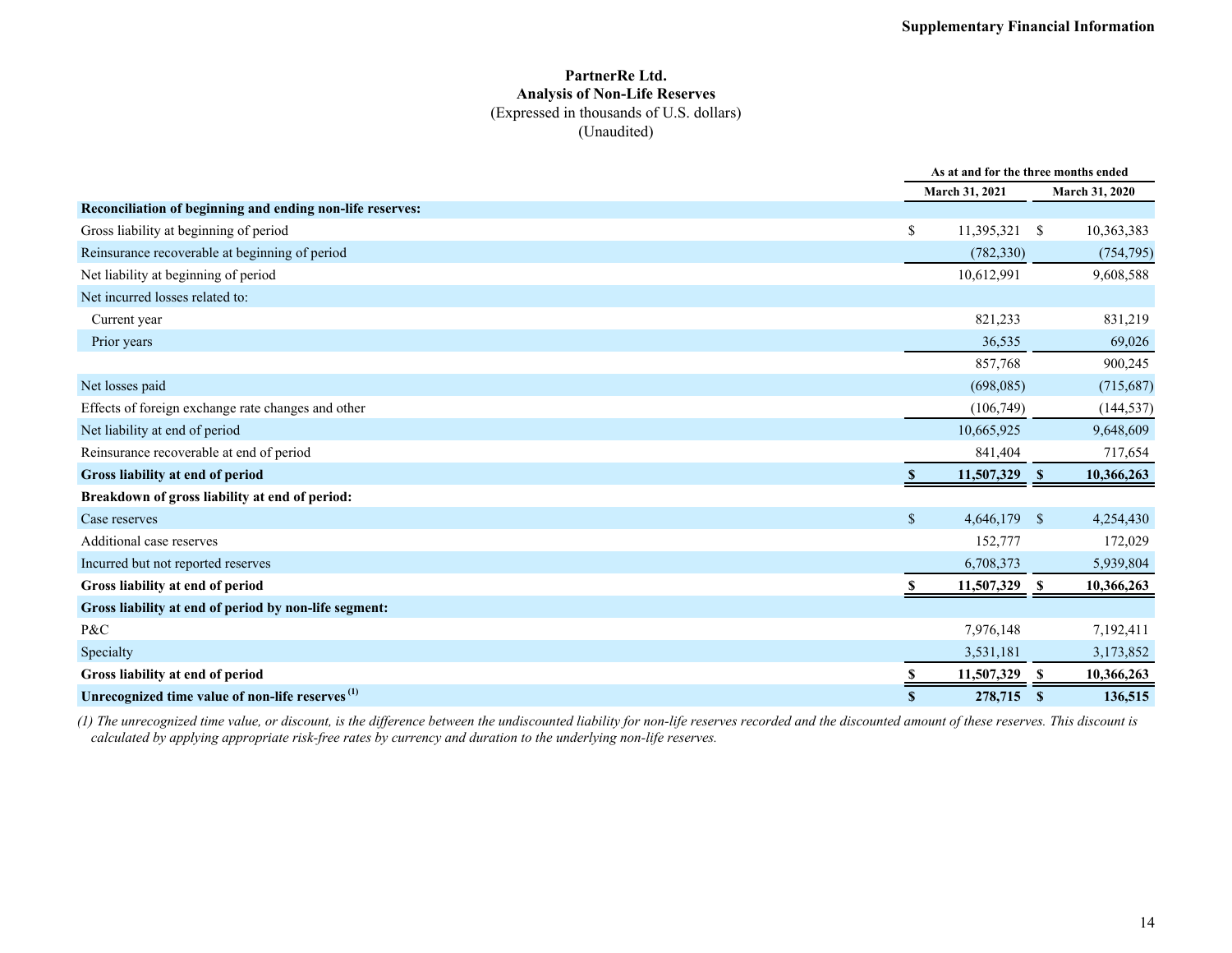# PartnerRe Ltd.
## Analysis of Non-Life Reserves
(Expressed in thousands of U.S. dollars)
(Unaudited)

| | As at and for the three months ended | |
|---|---|---|
| | March 31, 2021 | March 31, 2020 |
| **Reconciliation of beginning and ending non-life reserves:** | | |
| Gross liability at beginning of period | $ 11,395,321 | $ 10,363,383 |
| Reinsurance recoverable at beginning of period | (782,330) | (754,795) |
| Net liability at beginning of period | 10,612,991 | 9,608,588 |
| Net incurred losses related to: | | |
| Current year | 821,233 | 831,219 |
| Prior years | 36,535 | 69,026 |
| | 857,768 | 900,245 |
| Net losses paid | (698,085) | (715,687) |
| Effects of foreign exchange rate changes and other | (106,749) | (144,537) |
| Net liability at end of period | 10,665,925 | 9,648,609 |
| Reinsurance recoverable at end of period | 841,404 | 717,654 |
| **Gross liability at end of period** | **$ 11,507,329** | **$ 10,366,263** |
| **Breakdown of gross liability at end of period:** | | |
| Case reserves | $ 4,646,179 | $ 4,254,430 |
| Additional case reserves | 152,777 | 172,029 |
| Incurred but not reported reserves | 6,708,373 | 5,939,804 |
| **Gross liability at end of period** | **$ 11,507,329** | **$ 10,366,263** |
| **Gross liability at end of period by non-life segment:** | | |
| P&C | 7,976,148 | 7,192,411 |
| Specialty | 3,531,181 | 3,173,852 |
| **Gross liability at end of period** | **$ 11,507,329** | **$ 10,366,263** |
| **Unrecognized time value of non-life reserves (1)** | **$ 278,715** | **$ 136,515** |

*(1) The unrecognized time value, or discount, is the difference between the undiscounted liability for non-life reserves recorded and the discounted amount of these reserves. This discount is calculated by applying appropriate risk-free rates by currency and duration to the underlying non-life reserves.*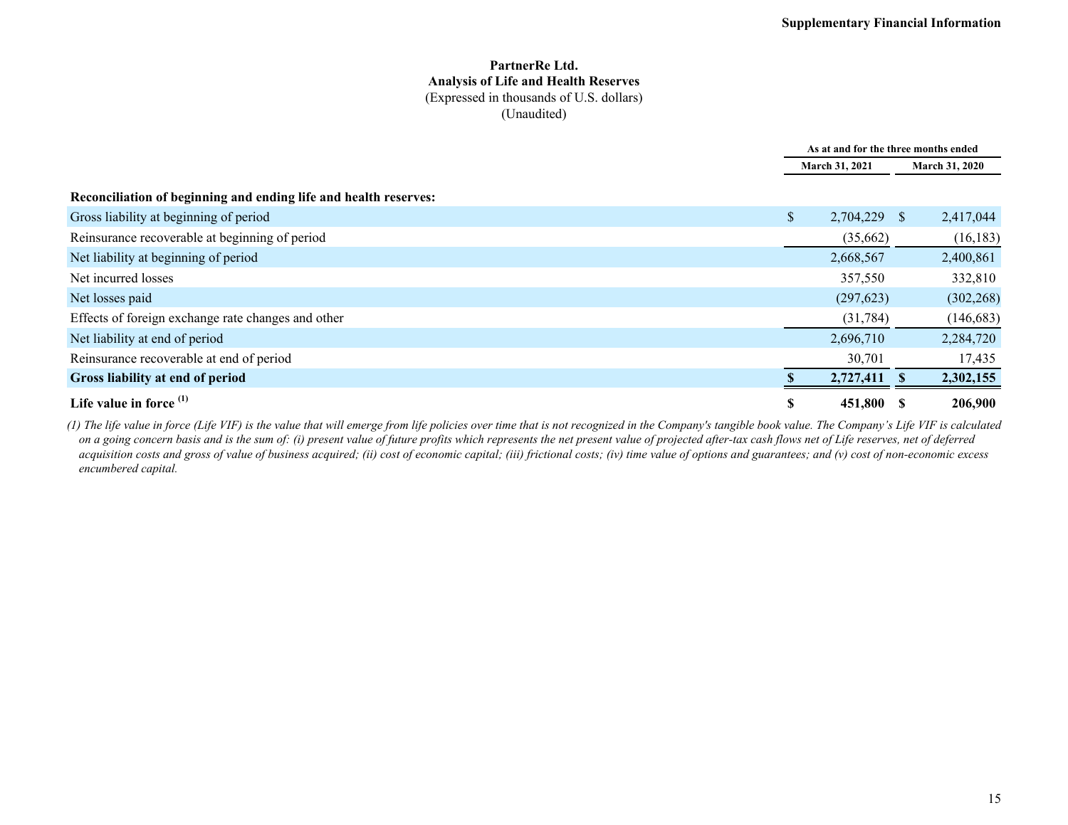**PartnerRe Ltd.**
**Analysis of Life and Health Reserves**
(Expressed in thousands of U.S. dollars)
(Unaudited)

| | As at and for the three months ended | |
|---|---|---|
| | March 31, 2021 | March 31, 2020 |
| **Reconciliation of beginning and ending life and health reserves:** | | |
| Gross liability at beginning of period | $ 2,704,229 | $ 2,417,044 |
| Reinsurance recoverable at beginning of period | (35,662) | (16,183) |
| Net liability at beginning of period | 2,668,567 | 2,400,861 |
| Net incurred losses | 357,550 | 332,810 |
| Net losses paid | (297,623) | (302,268) |
| Effects of foreign exchange rate changes and other | (31,784) | (146,683) |
| Net liability at end of period | 2,696,710 | 2,284,720 |
| Reinsurance recoverable at end of period | 30,701 | 17,435 |
| **Gross liability at end of period** | **$ 2,727,411** | **$ 2,302,155** |
| **Life value in force [(1)]** | **$ 451,800** | **$ 206,900** |

*(1) The life value in force (Life VIF) is the value that will emerge from life policies over time that is not recognized in the Company's tangible book value. The Company's Life VIF is calculated on a going concern basis and is the sum of: (i) present value of future profits which represents the net present value of projected after-tax cash flows net of Life reserves, net of deferred acquisition costs and gross of value of business acquired; (ii) cost of economic capital; (iii) frictional costs; (iv) time value of options and guarantees; and (v) cost of non-economic excess encumbered capital.*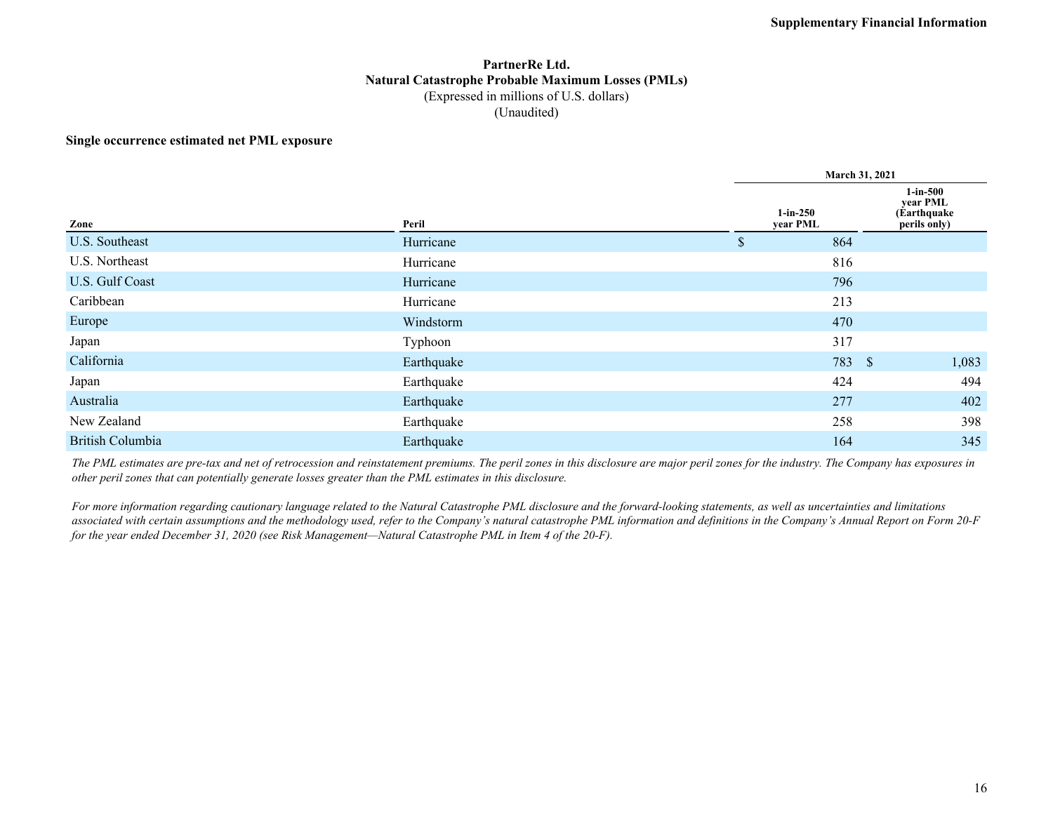# PartnerRe Ltd.
## Natural Catastrophe Probable Maximum Losses (PMLs)
(Expressed in millions of U.S. dollars)
(Unaudited)

**Single occurrence estimated net PML exposure**

| | | March 31, 2021 | |
|---|---|---|---|
| **Zone** | **Peril** | **1-in-250 year PML** | **1-in-500 year PML (Earthquake perils only)** |
| U.S. Southeast | Hurricane | $ 864 | |
| U.S. Northeast | Hurricane | 816 | |
| U.S. Gulf Coast | Hurricane | 796 | |
| Caribbean | Hurricane | 213 | |
| Europe | Windstorm | 470 | |
| Japan | Typhoon | 317 | |
| California | Earthquake | 783 | $ 1,083 |
| Japan | Earthquake | 424 | 494 |
| Australia | Earthquake | 277 | 402 |
| New Zealand | Earthquake | 258 | 398 |
| British Columbia | Earthquake | 164 | 345 |

*The PML estimates are pre-tax and net of retrocession and reinstatement premiums. The peril zones in this disclosure are major peril zones for the industry. The Company has exposures in other peril zones that can potentially generate losses greater than the PML estimates in this disclosure.*

*For more information regarding cautionary language related to the Natural Catastrophe PML disclosure and the forward-looking statements, as well as uncertainties and limitations associated with certain assumptions and the methodology used, refer to the Company's natural catastrophe PML information and definitions in the Company's Annual Report on Form 20-F for the year ended December 31, 2020 (see Risk Management—Natural Catastrophe PML in Item 4 of the 20-F).*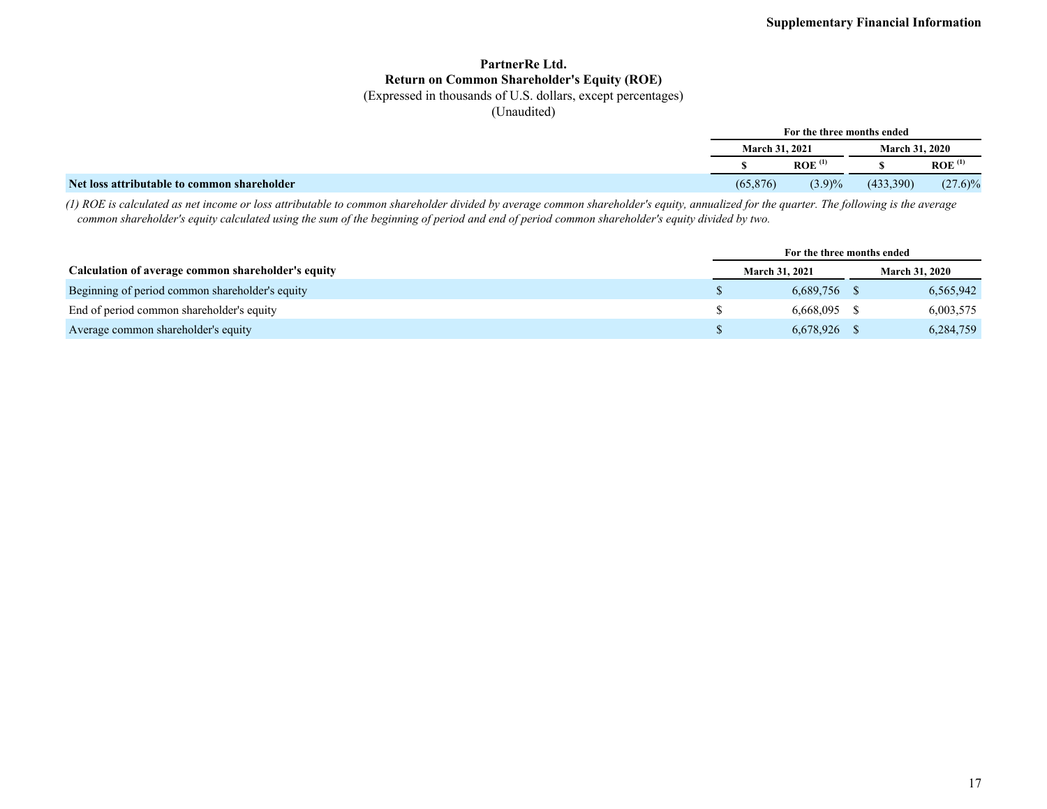# PartnerRe Ltd.
## Return on Common Shareholder's Equity (ROE)
(Expressed in thousands of U.S. dollars, except percentages)
(Unaudited)

| | For the three months ended | | | |
|---|---|---|---|---|
| | March 31, 2021 | | March 31, 2020 | |
| | $ | ROE (1) | $ | ROE (1) |
| **Net loss attributable to common shareholder** | (65,876) | (3.9)% | (433,390) | (27.6)% |

*(1) ROE is calculated as net income or loss attributable to common shareholder divided by average common shareholder's equity, annualized for the quarter. The following is the average common shareholder's equity calculated using the sum of the beginning of period and end of period common shareholder's equity divided by two.*

| | For the three months ended | |
|---|---|---|
| **Calculation of average common shareholder's equity** | March 31, 2021 | March 31, 2020 |
| Beginning of period common shareholder's equity | $ 6,689,756 | $ 6,565,942 |
| End of period common shareholder's equity | $ 6,668,095 | $ 6,003,575 |
| Average common shareholder's equity | $ 6,678,926 | $ 6,284,759 |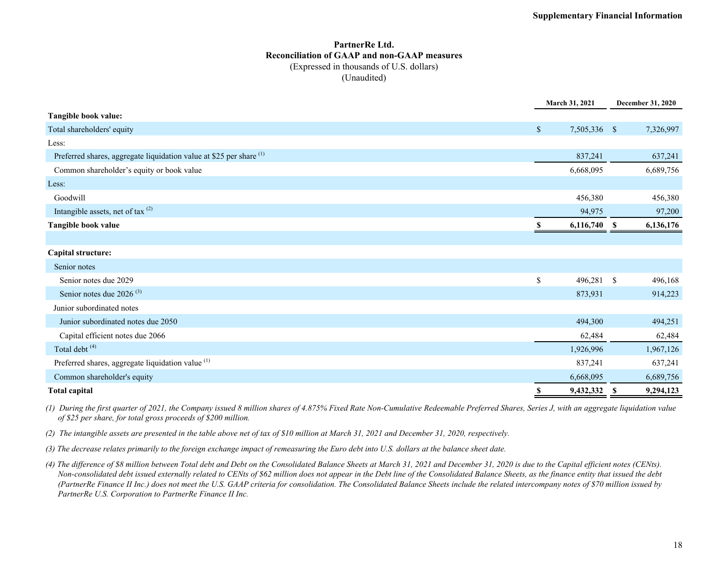# PartnerRe Ltd.
## Reconciliation of GAAP and non-GAAP measures
(Expressed in thousands of U.S. dollars)
(Unaudited)

| | March 31, 2021 | December 31, 2020 |
|---|---|---|
| **Tangible book value:** | | |
| Total shareholders' equity | $ 7,505,336 | $ 7,326,997 |
| Less: | | |
| Preferred shares, aggregate liquidation value at $25 per share (1) | 837,241 | 637,241 |
| Common shareholder's equity or book value | 6,668,095 | 6,689,756 |
| Less: | | |
| Goodwill | 456,380 | 456,380 |
| Intangible assets, net of tax (2) | 94,975 | 97,200 |
| **Tangible book value** | **$ 6,116,740** | **$ 6,136,176** |
| | | |
| **Capital structure:** | | |
| Senior notes | | |
| Senior notes due 2029 | $ 496,281 | $ 496,168 |
| Senior notes due 2026 (3) | 873,931 | 914,223 |
| Junior subordinated notes | | |
| Junior subordinated notes due 2050 | 494,300 | 494,251 |
| Capital efficient notes due 2066 | 62,484 | 62,484 |
| Total debt (4) | 1,926,996 | 1,967,126 |
| Preferred shares, aggregate liquidation value (1) | 837,241 | 637,241 |
| Common shareholder's equity | 6,668,095 | 6,689,756 |
| **Total capital** | **$ 9,432,332** | **$ 9,294,123** |

*(1) During the first quarter of 2021, the Company issued 8 million shares of 4.875% Fixed Rate Non-Cumulative Redeemable Preferred Shares, Series J, with an aggregate liquidation value of $25 per share, for total gross proceeds of $200 million.*

*(2) The intangible assets are presented in the table above net of tax of $10 million at March 31, 2021 and December 31, 2020, respectively.*

*(3) The decrease relates primarily to the foreign exchange impact of remeasuring the Euro debt into U.S. dollars at the balance sheet date.*

*(4) The difference of $8 million between Total debt and Debt on the Consolidated Balance Sheets at March 31, 2021 and December 31, 2020 is due to the Capital efficient notes (CENts). Non-consolidated debt issued externally related to CENts of $62 million does not appear in the Debt line of the Consolidated Balance Sheets, as the finance entity that issued the debt (PartnerRe Finance II Inc.) does not meet the U.S. GAAP criteria for consolidation. The Consolidated Balance Sheets include the related intercompany notes of $70 million issued by PartnerRe U.S. Corporation to PartnerRe Finance II Inc.*